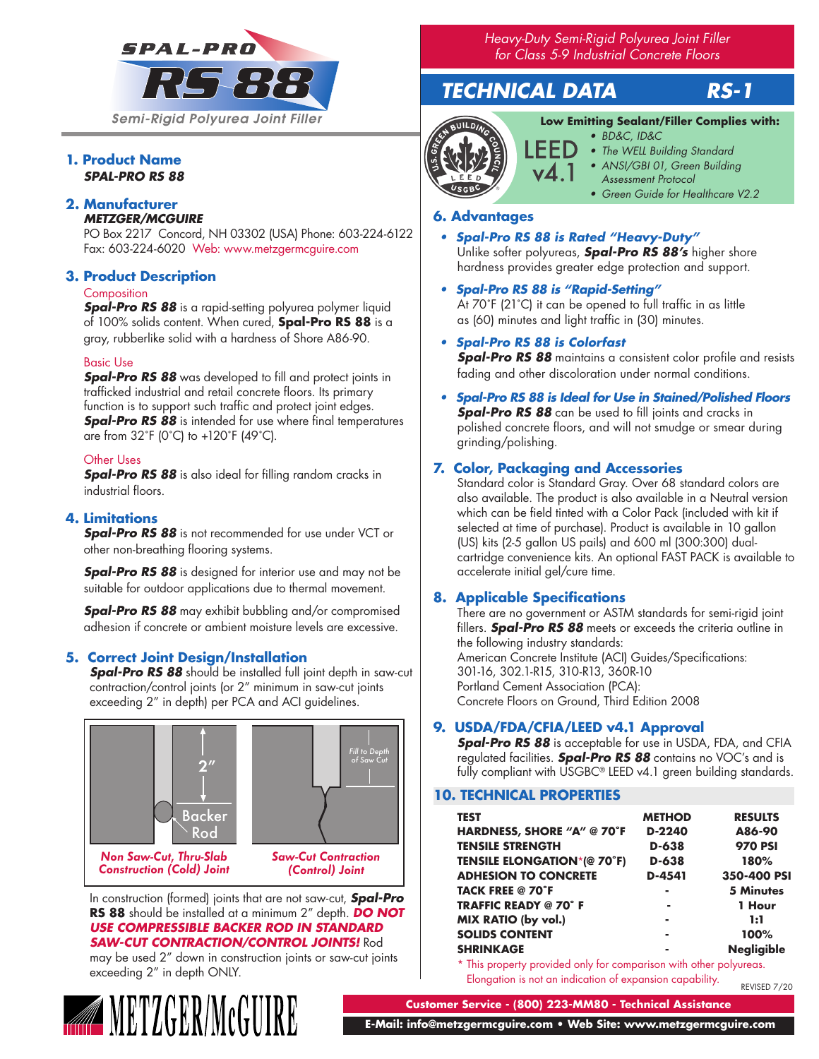# SPAL-PRO RS 88

Semi-Rigid Polyurea Joint Filler

## 1. Product Name

***SPAL-PRO RS 88***

## 2. Manufacturer

***METZGER/MCGUIRE***

PO Box 2217 Concord, NH 03302 (USA) Phone: 603-224-6122
Fax: 603-224-6020 Web: www.metzgermcguire.com

## 3. Product Description

Composition

***Spal-Pro RS 88*** is a rapid-setting polyurea polymer liquid of 100% solids content. When cured, **Spal-Pro RS 88** is a gray, rubberlike solid with a hardness of Shore A86-90.

Basic Use

***Spal-Pro RS 88*** was developed to fill and protect joints in trafficked industrial and retail concrete floors. Its primary function is to support such traffic and protect joint edges. ***Spal-Pro RS 88*** is intended for use where final temperatures are from 32˚F (0˚C) to +120˚F (49˚C).

Other Uses

***Spal-Pro RS 88*** is also ideal for filling random cracks in industrial floors.

## 4. Limitations

***Spal-Pro RS 88*** is not recommended for use under VCT or other non-breathing flooring systems.

***Spal-Pro RS 88*** is designed for interior use and may not be suitable for outdoor applications due to thermal movement.

***Spal-Pro RS 88*** may exhibit bubbling and/or compromised adhesion if concrete or ambient moisture levels are excessive.

## 5. Correct Joint Design/Installation

***Spal-Pro RS 88*** should be installed full joint depth in saw-cut contraction/control joints (or 2″ minimum in saw-cut joints exceeding 2″ in depth) per PCA and ACI guidelines.

2″ Backer Rod

***Non Saw-Cut, Thru-Slab Construction (Cold) Joint***

Fill to Depth of Saw Cut

***Saw-Cut Contraction (Control) Joint***

In construction (formed) joints that are not saw-cut, ***Spal-Pro* RS 88** should be installed at a minimum 2″ depth. ***DO NOT USE COMPRESSIBLE BACKER ROD IN STANDARD SAW-CUT CONTRACTION/CONTROL JOINTS!*** Rod may be used 2″ down in construction joints or saw-cut joints exceeding 2″ in depth ONLY.

*Heavy-Duty Semi-Rigid Polyurea Joint Filler for Class 5-9 Industrial Concrete Floors*

# TECHNICAL DATA RS-1

LEED v4.1

**Low Emitting Sealant/Filler Complies with:**

- *BD&C, ID&C*
- *The WELL Building Standard*
- *ANSI/GBI 01, Green Building Assessment Protocol*
- *Green Guide for Healthcare V2.2*

## 6. Advantages

- ***Spal-Pro RS 88 is Rated "Heavy-Duty"***
  Unlike softer polyureas, ***Spal-Pro RS 88's*** higher shore hardness provides greater edge protection and support.
- ***Spal-Pro RS 88 is "Rapid-Setting"***
  At 70˚F (21˚C) it can be opened to full traffic in as little as (60) minutes and light traffic in (30) minutes.
- ***Spal-Pro RS 88 is Colorfast***
  ***Spal-Pro RS 88*** maintains a consistent color profile and resists fading and other discoloration under normal conditions.
- ***Spal-Pro RS 88 is Ideal for Use in Stained/Polished Floors***
  ***Spal-Pro RS 88*** can be used to fill joints and cracks in polished concrete floors, and will not smudge or smear during grinding/polishing.

## 7. Color, Packaging and Accessories

Standard color is Standard Gray. Over 68 standard colors are also available. The product is also available in a Neutral version which can be field tinted with a Color Pack (included with kit if selected at time of purchase). Product is available in 10 gallon (US) kits (2-5 gallon US pails) and 600 ml (300:300) dual-cartridge convenience kits. An optional FAST PACK is available to accelerate initial gel/cure time.

## 8. Applicable Specifications

There are no government or ASTM standards for semi-rigid joint fillers. ***Spal-Pro RS 88*** meets or exceeds the criteria outline in the following industry standards:
American Concrete Institute (ACI) Guides/Specifications: 301-16, 302.1-R15, 310-R13, 360R-10
Portland Cement Association (PCA): Concrete Floors on Ground, Third Edition 2008

## 9. USDA/FDA/CFIA/LEED v4.1 Approval

***Spal-Pro RS 88*** is acceptable for use in USDA, FDA, and CFIA regulated facilities. ***Spal-Pro RS 88*** contains no VOC's and is fully compliant with USGBC® LEED v4.1 green building standards.

## 10. TECHNICAL PROPERTIES

| TEST | METHOD | RESULTS |
|---|---|---|
| HARDNESS, SHORE "A" @ 70˚F | D-2240 | A86-90 |
| TENSILE STRENGTH | D-638 | 970 PSI |
| TENSILE ELONGATION*(@ 70˚F) | D-638 | 180% |
| ADHESION TO CONCRETE | D-4541 | 350-400 PSI |
| TACK FREE @ 70˚F | - | 5 Minutes |
| TRAFFIC READY @ 70˚ F | - | 1 Hour |
| MIX RATIO (by vol.) | - | 1:1 |
| SOLIDS CONTENT | - | 100% |
| SHRINKAGE | - | Negligible |

\* This property provided only for comparison with other polyureas. Elongation is not an indication of expansion capability.

REVISED 7/20

METZGER/McGUIRE

**Customer Service - (800) 223-MM80 - Technical Assistance**

**E-Mail: info@metzgermcguire.com • Web Site: www.metzgermcguire.com**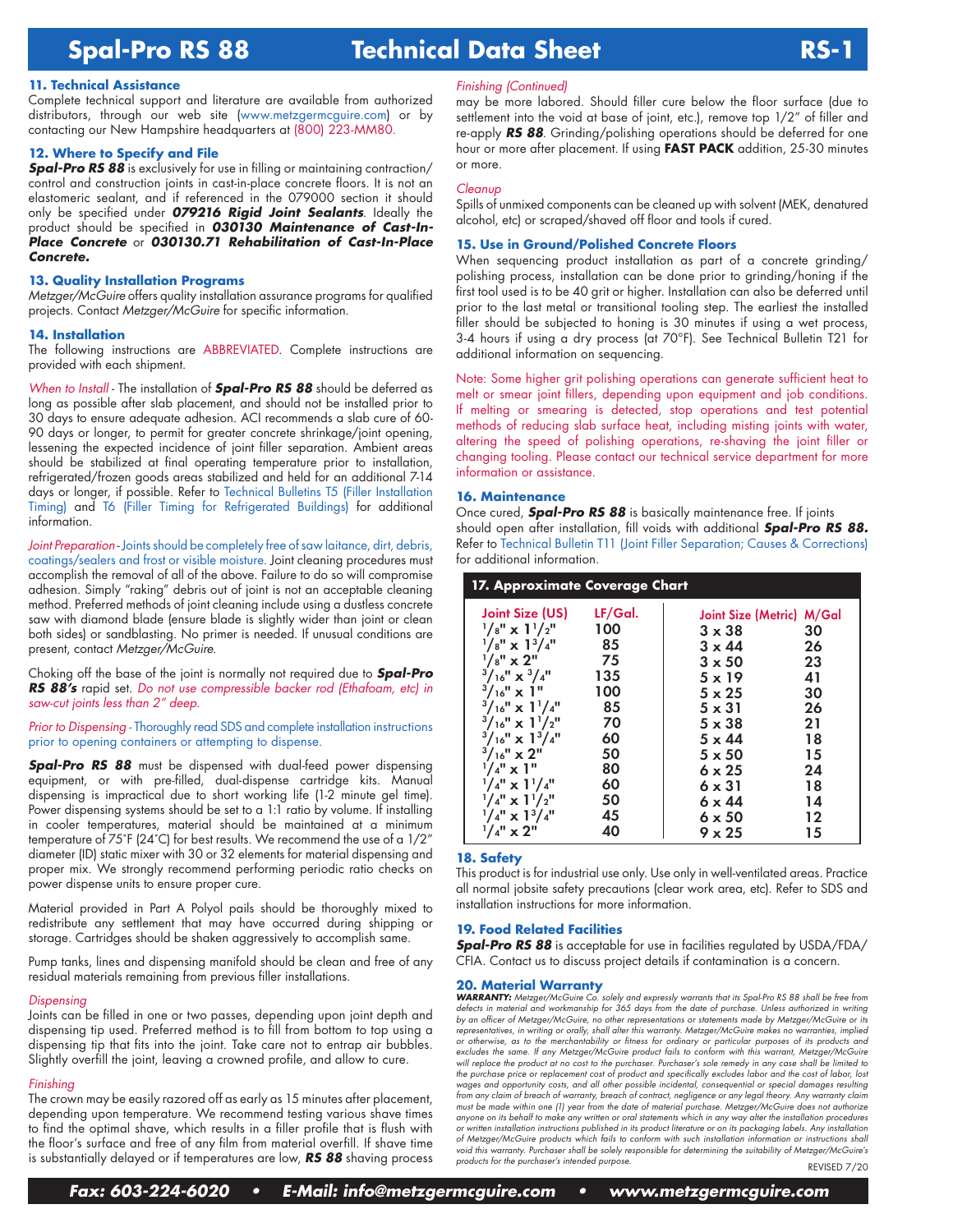# Spal-Pro RS 88 Technical Data Sheet RS-1

### 11. Technical Assistance

Complete technical support and literature are available from authorized distributors, through our web site (www.metzgermcguire.com) or by contacting our New Hampshire headquarters at (800) 223-MM80.

### 12. Where to Specify and File

***Spal-Pro RS 88*** is exclusively for use in filling or maintaining contraction/control and construction joints in cast-in-place concrete floors. It is not an elastomeric sealant, and if referenced in the 079000 section it should only be specified under ***079216 Rigid Joint Sealants***. Ideally the product should be specified in ***030130 Maintenance of Cast-In-Place Concrete*** or ***030130.71 Rehabilitation of Cast-In-Place Concrete.***

### 13. Quality Installation Programs

*Metzger/McGuire* offers quality installation assurance programs for qualified projects. Contact *Metzger/McGuire* for specific information.

### 14. Installation

The following instructions are ABBREVIATED. Complete instructions are provided with each shipment.

*When to Install* - The installation of ***Spal-Pro RS 88*** should be deferred as long as possible after slab placement, and should not be installed prior to 30 days to ensure adequate adhesion. ACI recommends a slab cure of 60-90 days or longer, to permit for greater concrete shrinkage/joint opening, lessening the expected incidence of joint filler separation. Ambient areas should be stabilized at final operating temperature prior to installation, refrigerated/frozen goods areas stabilized and held for an additional 7-14 days or longer, if possible. Refer to Technical Bulletins T5 (Filler Installation Timing) and T6 (Filler Timing for Refrigerated Buildings) for additional information.

*Joint Preparation* - Joints should be completely free of saw laitance, dirt, debris, coatings/sealers and frost or visible moisture. Joint cleaning procedures must accomplish the removal of all of the above. Failure to do so will compromise adhesion. Simply "raking" debris out of joint is not an acceptable cleaning method. Preferred methods of joint cleaning include using a dustless concrete saw with diamond blade (ensure blade is slightly wider than joint or clean both sides) or sandblasting. No primer is needed. If unusual conditions are present, contact *Metzger/McGuire.*

Choking off the base of the joint is normally not required due to ***Spal-Pro RS 88's*** rapid set. *Do not use compressible backer rod (Ethafoam, etc) in saw-cut joints less than 2" deep.*

*Prior to Dispensing* - Thoroughly read SDS and complete installation instructions prior to opening containers or attempting to dispense.

***Spal-Pro RS 88*** must be dispensed with dual-feed power dispensing equipment, or with pre-filled, dual-dispense cartridge kits. Manual dispensing is impractical due to short working life (1-2 minute gel time). Power dispensing systems should be set to a 1:1 ratio by volume. If installing in cooler temperatures, material should be maintained at a minimum temperature of 75˚F (24˚C) for best results. We recommend the use of a 1/2" diameter (ID) static mixer with 30 or 32 elements for material dispensing and proper mix. We strongly recommend performing periodic ratio checks on power dispense units to ensure proper cure.

Material provided in Part A Polyol pails should be thoroughly mixed to redistribute any settlement that may have occurred during shipping or storage. Cartridges should be shaken aggressively to accomplish same.

Pump tanks, lines and dispensing manifold should be clean and free of any residual materials remaining from previous filler installations.

*Dispensing*

Joints can be filled in one or two passes, depending upon joint depth and dispensing tip used. Preferred method is to fill from bottom to top using a dispensing tip that fits into the joint. Take care not to entrap air bubbles. Slightly overfill the joint, leaving a crowned profile, and allow to cure.

*Finishing*

The crown may be easily razored off as early as 15 minutes after placement, depending upon temperature. We recommend testing various shave times to find the optimal shave, which results in a filler profile that is flush with the floor's surface and free of any film from material overfill. If shave time is substantially delayed or if temperatures are low, ***RS 88*** shaving process may be more labored. Should filler cure below the floor surface (due to settlement into the void at base of joint, etc.), remove top 1/2" of filler and re-apply ***RS 88***. Grinding/polishing operations should be deferred for one hour or more after placement. If using **FAST PACK** addition, 25-30 minutes or more.

*Cleanup*

Spills of unmixed components can be cleaned up with solvent (MEK, denatured alcohol, etc) or scraped/shaved off floor and tools if cured.

### 15. Use in Ground/Polished Concrete Floors

When sequencing product installation as part of a concrete grinding/polishing process, installation can be done prior to grinding/honing if the first tool used is to be 40 grit or higher. Installation can also be deferred until prior to the last metal or transitional tooling step. The earliest the installed filler should be subjected to honing is 30 minutes if using a wet process, 3-4 hours if using a dry process (at 70°F). See Technical Bulletin T21 for additional information on sequencing.

Note: Some higher grit polishing operations can generate sufficient heat to melt or smear joint fillers, depending upon equipment and job conditions. If melting or smearing is detected, stop operations and test potential methods of reducing slab surface heat, including misting joints with water, altering the speed of polishing operations, re-shaving the joint filler or changing tooling. Please contact our technical service department for more information or assistance.

### 16. Maintenance

Once cured, ***Spal-Pro RS 88*** is basically maintenance free. If joints should open after installation, fill voids with additional ***Spal-Pro RS 88.*** Refer to Technical Bulletin T11 (Joint Filler Separation; Causes & Corrections) for additional information.

### 17. Approximate Coverage Chart

| Joint Size (US) | LF/Gal. | Joint Size (Metric) | M/Gal |
|---|---|---|---|
| 1/8" x 1 1/2" | 100 | 3 x 38 | 30 |
| 1/8" x 1 3/4" | 85 | 3 x 44 | 26 |
| 1/8" x 2" | 75 | 3 x 50 | 23 |
| 3/16" x 3/4" | 135 | 5 x 19 | 41 |
| 3/16" x 1" | 100 | 5 x 25 | 30 |
| 3/16" x 1 1/4" | 85 | 5 x 31 | 26 |
| 3/16" x 1 1/2" | 70 | 5 x 38 | 21 |
| 3/16" x 1 3/4" | 60 | 5 x 44 | 18 |
| 3/16" x 2" | 50 | 5 x 50 | 15 |
| 1/4" x 1" | 80 | 6 x 25 | 24 |
| 1/4" x 1 1/4" | 60 | 6 x 31 | 18 |
| 1/4" x 1 1/2" | 50 | 6 x 44 | 14 |
| 1/4" x 1 3/4" | 45 | 6 x 50 | 12 |
| 1/4" x 2" | 40 | 9 x 25 | 15 |

### 18. Safety

This product is for industrial use only. Use only in well-ventilated areas. Practice all normal jobsite safety precautions (clear work area, etc). Refer to SDS and installation instructions for more information.

### 19. Food Related Facilities

***Spal-Pro RS 88*** is acceptable for use in facilities regulated by USDA/FDA/CFIA. Contact us to discuss project details if contamination is a concern.

### 20. Material Warranty

***WARRANTY:*** *Metzger/McGuire Co. solely and expressly warrants that its Spal-Pro RS 88 shall be free from defects in material and workmanship for 365 days from the date of purchase. Unless authorized in writing by an officer of Metzger/McGuire, no other representations or statements made by Metzger/McGuire or its representatives, in writing or orally, shall alter this warranty. Metzger/McGuire makes no warranties, implied or otherwise, as to the merchantability or fitness for ordinary or particular purposes of its products and excludes the same. If any Metzger/McGuire product fails to conform with this warrant, Metzger/McGuire will replace the product at no cost to the purchaser. Purchaser's sole remedy in any case shall be limited to the purchase price or replacement cost of product and specifically excludes labor and the cost of labor, lost wages and opportunity costs, and all other possible incidental, consequential or special damages resulting from any claim of breach of warranty, breach of contract, negligence or any legal theory. Any warranty claim must be made within one (1) year from the date of material purchase. Metzger/McGuire does not authorize anyone on its behalf to make any written or oral statements which in any way alter the installation procedures or written installation instructions published in its product literature or on its packaging labels. Any installation of Metzger/McGuire products which fails to conform with such installation information or instructions shall void this warranty. Purchaser shall be solely responsible for determining the suitability of Metzger/McGuire's products for the purchaser's intended purpose.*

REVISED 7/20

*Fax: 603-224-6020 • E-Mail: info@metzgermcguire.com • www.metzgermcguire.com*